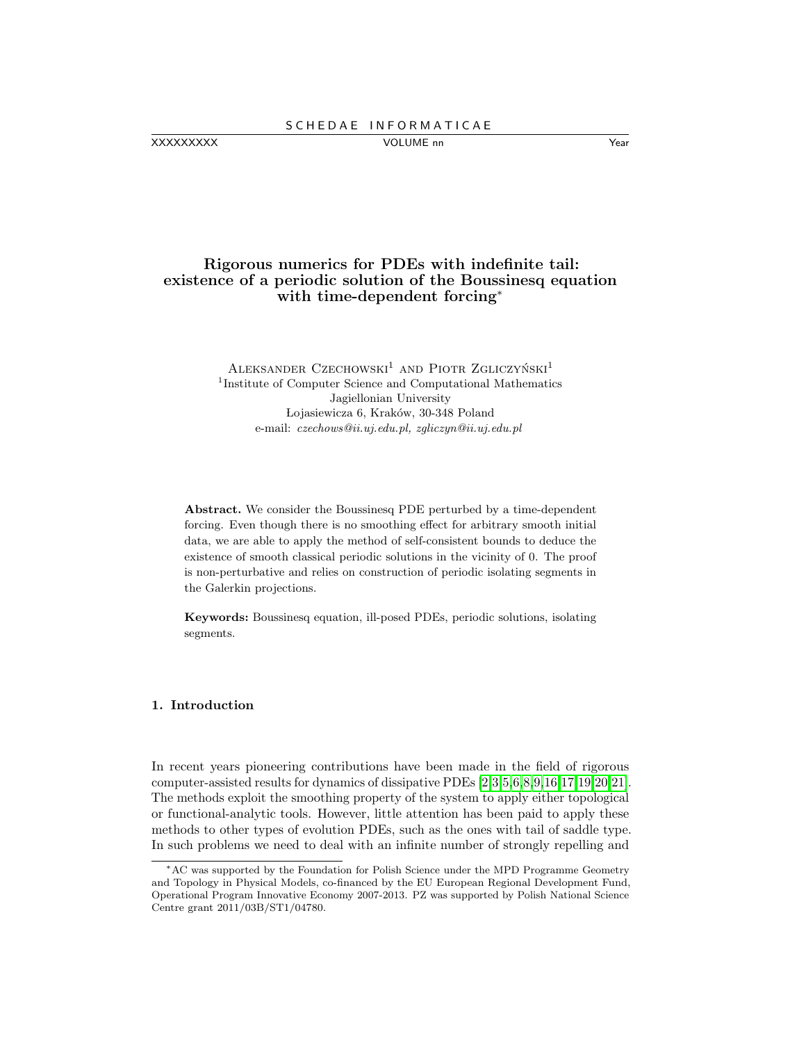# Rigorous numerics for PDEs with indefinite tail: existence of a periodic solution of the Boussinesq equation with time-dependent forcing*

Aleksander Czechowski[1] and Piotr Zgliczyński[1]

[1]Institute of Computer Science and Computational Mathematics
Jagiellonian University
Łojasiewicza 6, Kraków, 30-348 Poland
e-mail: *czechows@ii.uj.edu.pl, zgliczyn@ii.uj.edu.pl*

**Abstract.** We consider the Boussinesq PDE perturbed by a time-dependent forcing. Even though there is no smoothing effect for arbitrary smooth initial data, we are able to apply the method of self-consistent bounds to deduce the existence of smooth classical periodic solutions in the vicinity of 0. The proof is non-perturbative and relies on construction of periodic isolating segments in the Galerkin projections.

**Keywords:** Boussinesq equation, ill-posed PDEs, periodic solutions, isolating segments.

## 1. Introduction

In recent years pioneering contributions have been made in the field of rigorous computer-assisted results for dynamics of dissipative PDEs [2,3,5,6,8,9,16,17,19,20,21]. The methods exploit the smoothing property of the system to apply either topological or functional-analytic tools. However, little attention has been paid to apply these methods to other types of evolution PDEs, such as the ones with tail of saddle type. In such problems we need to deal with an infinite number of strongly repelling and

*AC was supported by the Foundation for Polish Science under the MPD Programme Geometry and Topology in Physical Models, co-financed by the EU European Regional Development Fund, Operational Program Innovative Economy 2007-2013. PZ was supported by Polish National Science Centre grant 2011/03B/ST1/04780.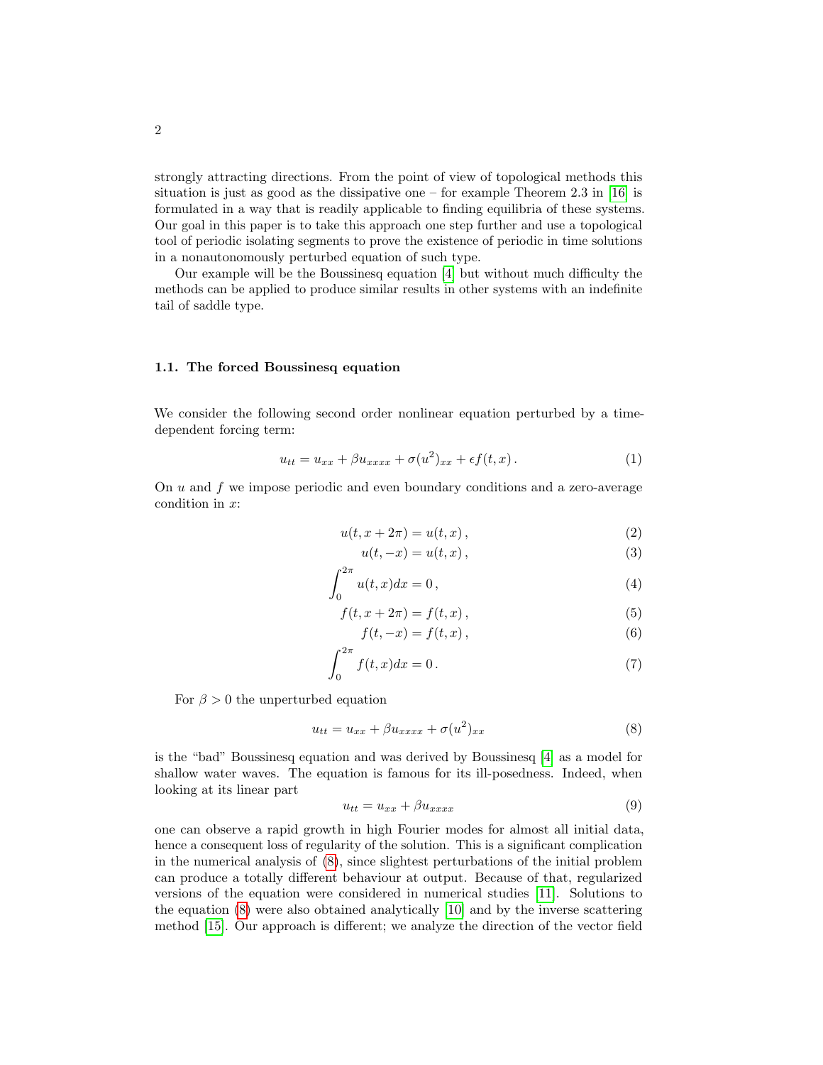strongly attracting directions. From the point of view of topological methods this situation is just as good as the dissipative one – for example Theorem 2.3 in [16] is formulated in a way that is readily applicable to finding equilibria of these systems. Our goal in this paper is to take this approach one step further and use a topological tool of periodic isolating segments to prove the existence of periodic in time solutions in a nonautonomously perturbed equation of such type.

Our example will be the Boussinesq equation [4] but without much difficulty the methods can be applied to produce similar results in other systems with an indefinite tail of saddle type.

### 1.1. The forced Boussinesq equation

We consider the following second order nonlinear equation perturbed by a time-dependent forcing term:

$$u_{tt} = u_{xx} + \beta u_{xxxx} + \sigma(u^2)_{xx} + \epsilon f(t,x)\,. \tag{1}$$

On $u$ and $f$ we impose periodic and even boundary conditions and a zero-average condition in $x$:

$$u(t, x+2\pi) = u(t,x)\,, \tag{2}$$

$$u(t,-x) = u(t,x)\,, \tag{3}$$

$$\int_0^{2\pi} u(t,x)dx = 0\,, \tag{4}$$

$$f(t, x+2\pi) = f(t,x)\,, \tag{5}$$

$$f(t,-x) = f(t,x)\,, \tag{6}$$

$$\int_0^{2\pi} f(t,x)dx = 0\,. \tag{7}$$

For $\beta > 0$ the unperturbed equation

$$u_{tt} = u_{xx} + \beta u_{xxxx} + \sigma(u^2)_{xx} \tag{8}$$

is the "bad" Boussinesq equation and was derived by Boussinesq [4] as a model for shallow water waves. The equation is famous for its ill-posedness. Indeed, when looking at its linear part

$$u_{tt} = u_{xx} + \beta u_{xxxx} \tag{9}$$

one can observe a rapid growth in high Fourier modes for almost all initial data, hence a consequent loss of regularity of the solution. This is a significant complication in the numerical analysis of (8), since slightest perturbations of the initial problem can produce a totally different behaviour at output. Because of that, regularized versions of the equation were considered in numerical studies [11]. Solutions to the equation (8) were also obtained analytically [10] and by the inverse scattering method [15]. Our approach is different; we analyze the direction of the vector field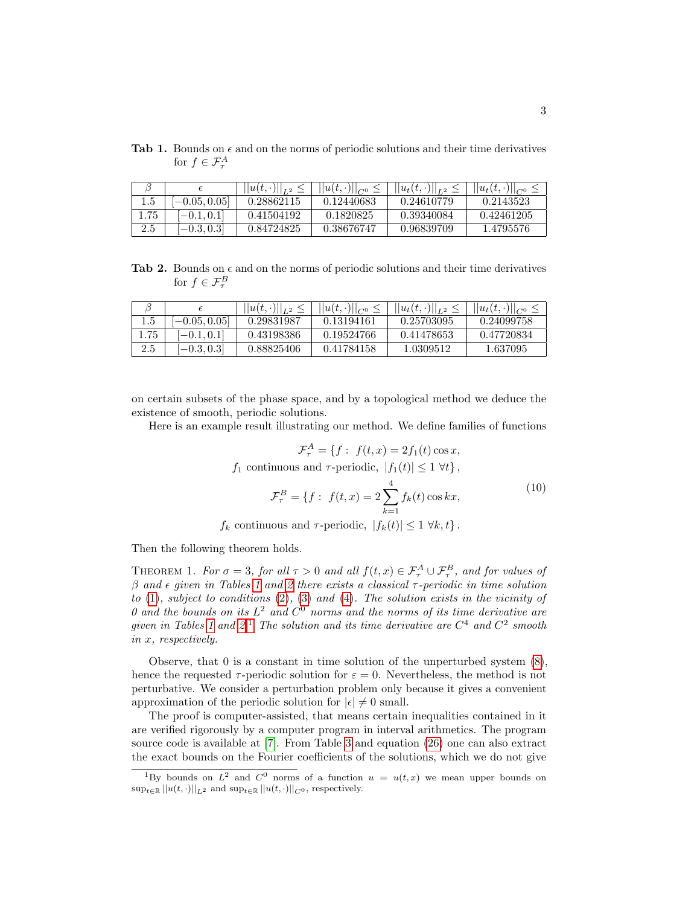**Tab 1.** Bounds on $\epsilon$ and on the norms of periodic solutions and their time derivatives for $f \in \mathcal{F}^A_\tau$

| $\beta$ | $\epsilon$ | $\|\|u(t,\cdot)\|\|_{L^2} \leq$ | $\|\|u(t,\cdot)\|\|_{C^0} \leq$ | $\|\|u_t(t,\cdot)\|\|_{L^2} \leq$ | $\|\|u_t(t,\cdot)\|\|_{C^0} \leq$ |
|---|---|---|---|---|---|
| 1.5 | $[-0.05, 0.05]$ | 0.28862115 | 0.12440683 | 0.24610779 | 0.2143523 |
| 1.75 | $[-0.1, 0.1]$ | 0.41504192 | 0.1820825 | 0.39340084 | 0.42461205 |
| 2.5 | $[-0.3, 0.3]$ | 0.84724825 | 0.38676747 | 0.96839709 | 1.4795576 |

**Tab 2.** Bounds on $\epsilon$ and on the norms of periodic solutions and their time derivatives for $f \in \mathcal{F}^B_\tau$

| $\beta$ | $\epsilon$ | $\|\|u(t,\cdot)\|\|_{L^2} \leq$ | $\|\|u(t,\cdot)\|\|_{C^0} \leq$ | $\|\|u_t(t,\cdot)\|\|_{L^2} \leq$ | $\|\|u_t(t,\cdot)\|\|_{C^0} \leq$ |
|---|---|---|---|---|---|
| 1.5 | $[-0.05, 0.05]$ | 0.29831987 | 0.13194161 | 0.25703095 | 0.24099758 |
| 1.75 | $[-0.1, 0.1]$ | 0.43198386 | 0.19524766 | 0.41478653 | 0.47720834 |
| 2.5 | $[-0.3, 0.3]$ | 0.88825406 | 0.41784158 | 1.0309512 | 1.637095 |

on certain subsets of the phase space, and by a topological method we deduce the existence of smooth, periodic solutions.

Here is an example result illustrating our method. We define families of functions

$$
\begin{aligned}
\mathcal{F}^A_\tau &= \{f:\ f(t,x) = 2f_1(t)\cos x, \\
&\quad f_1 \text{ continuous and } \tau\text{-periodic},\ |f_1(t)| \leq 1\ \forall t\}, \\
\mathcal{F}^B_\tau &= \{f:\ f(t,x) = 2\sum_{k=1}^{4} f_k(t)\cos kx, \\
&\quad f_k \text{ continuous and } \tau\text{-periodic},\ |f_k(t)| \leq 1\ \forall k,t\}.
\end{aligned}
\tag{10}
$$

Then the following theorem holds.

Theorem 1. *For $\sigma = 3$, for all $\tau > 0$ and all $f(t,x) \in \mathcal{F}^A_\tau \cup \mathcal{F}^B_\tau$, and for values of $\beta$ and $\epsilon$ given in Tables 1 and 2 there exists a classical $\tau$-periodic in time solution to (1), subject to conditions (2), (3) and (4). The solution exists in the vicinity of 0 and the bounds on its $L^2$ and $C^0$ norms and the norms of its time derivative are given in Tables 1 and 2*[1]*. The solution and its time derivative are $C^4$ and $C^2$ smooth in $x$, respectively.*

Observe, that 0 is a constant in time solution of the unperturbed system (8), hence the requested $\tau$-periodic solution for $\varepsilon = 0$. Nevertheless, the method is not perturbative. We consider a perturbation problem only because it gives a convenient approximation of the periodic solution for $|\epsilon| \neq 0$ small.

The proof is computer-assisted, that means certain inequalities contained in it are verified rigorously by a computer program in interval arithmetics. The program source code is available at [7]. From Table 3 and equation (26) one can also extract the exact bounds on the Fourier coefficients of the solutions, which we do not give

[1] By bounds on $L^2$ and $C^0$ norms of a function $u = u(t,x)$ we mean upper bounds on $\sup_{t\in\mathbb{R}} ||u(t,\cdot)||_{L^2}$ and $\sup_{t\in\mathbb{R}} ||u(t,\cdot)||_{C^0}$, respectively.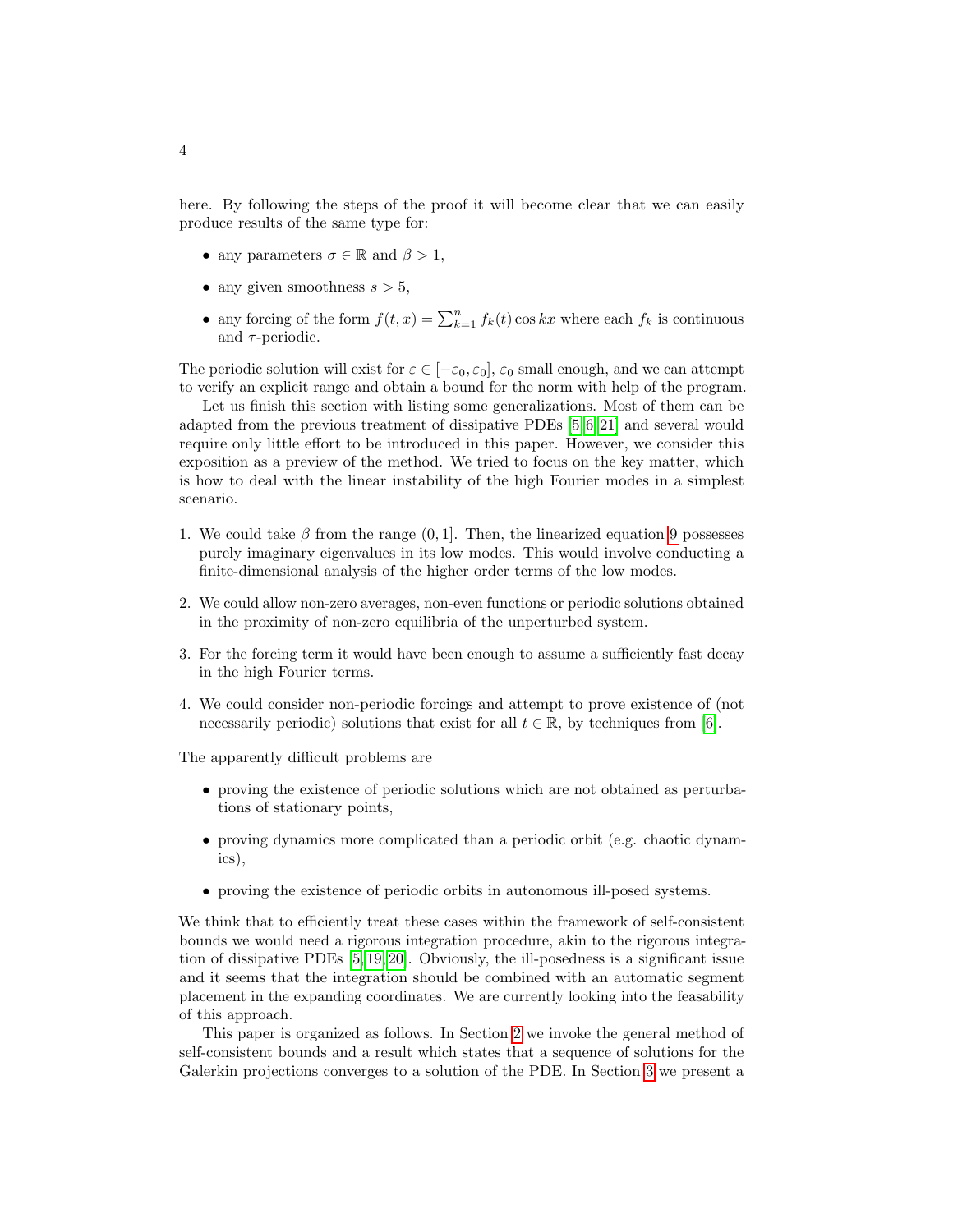here. By following the steps of the proof it will become clear that we can easily produce results of the same type for:

- any parameters $\sigma \in \mathbb{R}$ and $\beta > 1$,
- any given smoothness $s > 5$,
- any forcing of the form $f(t,x) = \sum_{k=1}^{n} f_k(t) \cos kx$ where each $f_k$ is continuous and $\tau$-periodic.

The periodic solution will exist for $\varepsilon \in [-\varepsilon_0, \varepsilon_0]$, $\varepsilon_0$ small enough, and we can attempt to verify an explicit range and obtain a bound for the norm with help of the program.

Let us finish this section with listing some generalizations. Most of them can be adapted from the previous treatment of dissipative PDEs [5,6,21] and several would require only little effort to be introduced in this paper. However, we consider this exposition as a preview of the method. We tried to focus on the key matter, which is how to deal with the linear instability of the high Fourier modes in a simplest scenario.

1. We could take $\beta$ from the range $(0,1]$. Then, the linearized equation 9 possesses purely imaginary eigenvalues in its low modes. This would involve conducting a finite-dimensional analysis of the higher order terms of the low modes.
2. We could allow non-zero averages, non-even functions or periodic solutions obtained in the proximity of non-zero equilibria of the unperturbed system.
3. For the forcing term it would have been enough to assume a sufficiently fast decay in the high Fourier terms.
4. We could consider non-periodic forcings and attempt to prove existence of (not necessarily periodic) solutions that exist for all $t \in \mathbb{R}$, by techniques from [6].

The apparently difficult problems are

- proving the existence of periodic solutions which are not obtained as perturbations of stationary points,
- proving dynamics more complicated than a periodic orbit (e.g. chaotic dynamics),
- proving the existence of periodic orbits in autonomous ill-posed systems.

We think that to efficiently treat these cases within the framework of self-consistent bounds we would need a rigorous integration procedure, akin to the rigorous integration of dissipative PDEs [5,19,20]. Obviously, the ill-posedness is a significant issue and it seems that the integration should be combined with an automatic segment placement in the expanding coordinates. We are currently looking into the feasability of this approach.

This paper is organized as follows. In Section 2 we invoke the general method of self-consistent bounds and a result which states that a sequence of solutions for the Galerkin projections converges to a solution of the PDE. In Section 3 we present a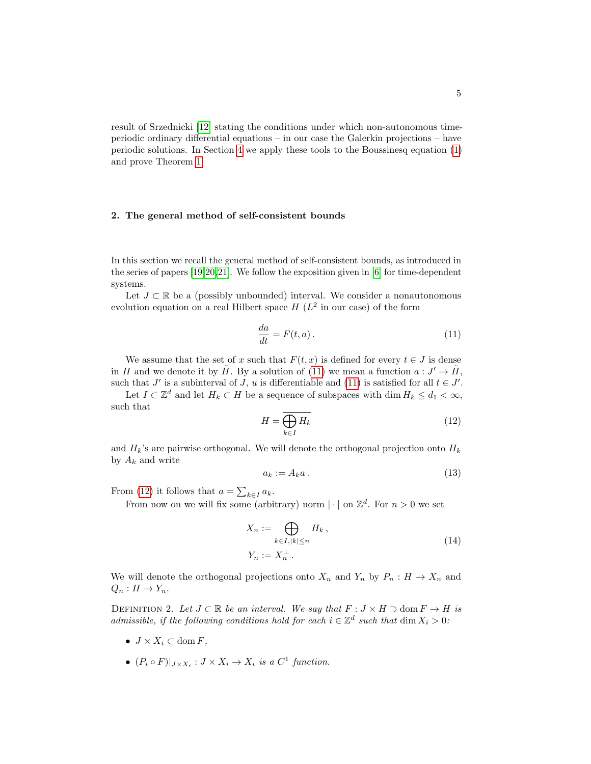result of Srzednicki [12] stating the conditions under which non-autonomous time-periodic ordinary differential equations – in our case the Galerkin projections – have periodic solutions. In Section 4 we apply these tools to the Boussinesq equation (1) and prove Theorem 1.

## 2. The general method of self-consistent bounds

In this section we recall the general method of self-consistent bounds, as introduced in the series of papers [19,20,21]. We follow the exposition given in [6] for time-dependent systems.

Let $J \subset \mathbb{R}$ be a (possibly unbounded) interval. We consider a nonautonomous evolution equation on a real Hilbert space $H$ ($L^2$ in our case) of the form

$$\frac{da}{dt} = F(t, a)\,. \tag{11}$$

We assume that the set of $x$ such that $F(t, x)$ is defined for every $t \in J$ is dense in $H$ and we denote it by $\tilde{H}$. By a solution of (11) we mean a function $a : J' \to \tilde{H}$, such that $J'$ is a subinterval of $J$, $u$ is differentiable and (11) is satisfied for all $t \in J'$.

Let $I \subset \mathbb{Z}^d$ and let $H_k \subset H$ be a sequence of subspaces with $\dim H_k \leq d_1 < \infty$, such that

$$H = \overline{\bigoplus_{k \in I} H_k} \tag{12}$$

and $H_k$'s are pairwise orthogonal. We will denote the orthogonal projection onto $H_k$ by $A_k$ and write

$$a_k := A_k a\,. \tag{13}$$

From (12) it follows that $a = \sum_{k \in I} a_k$.

From now on we will fix some (arbitrary) norm $|\cdot|$ on $\mathbb{Z}^d$. For $n > 0$ we set

$$\begin{aligned} X_n &:= \bigoplus_{k \in I, |k| \leq n} H_k\,, \\ Y_n &:= X_n^{\perp}\,. \end{aligned} \tag{14}$$

We will denote the orthogonal projections onto $X_n$ and $Y_n$ by $P_n : H \to X_n$ and $Q_n : H \to Y_n$.

Definition 2. *Let $J \subset \mathbb{R}$ be an interval. We say that $F : J \times H \supset \operatorname{dom} F \to H$ is admissible, if the following conditions hold for each $i \in \mathbb{Z}^d$ such that $\dim X_i > 0$:*

- *$J \times X_i \subset \operatorname{dom} F$,*
- *$(P_i \circ F)|_{J \times X_i} : J \times X_i \to X_i$ is a $C^1$ function.*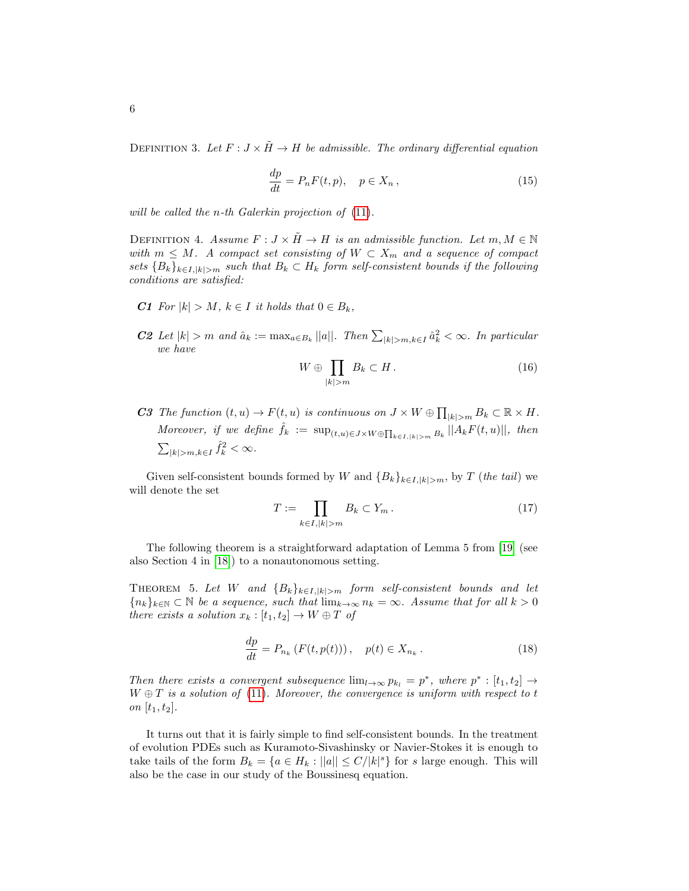DEFINITION 3. *Let $F : J \times \tilde{H} \to H$ be admissible. The ordinary differential equation*

$$\frac{dp}{dt} = P_n F(t,p), \quad p \in X_n\,, \tag{15}$$

*will be called the $n$-th Galerkin projection of* (11).

DEFINITION 4. *Assume $F : J \times \tilde{H} \to H$ is an admissible function. Let $m, M \in \mathbb{N}$ with $m \leq M$. A compact set consisting of $W \subset X_m$ and a sequence of compact sets $\{B_k\}_{k\in I, |k|>m}$ such that $B_k \subset H_k$ form self-consistent bounds if the following conditions are satisfied:*

- ***C1*** *For $|k| > M$, $k \in I$ it holds that $0 \in B_k$,*
- ***C2*** *Let $|k| > m$ and $\hat{a}_k := \max_{a \in B_k} ||a||$. Then $\sum_{|k|>m, k\in I} \hat{a}_k^2 < \infty$. In particular we have*

$$W \oplus \prod_{|k|>m} B_k \subset H\,. \tag{16}$$

- ***C3*** *The function $(t,u) \to F(t,u)$ is continuous on $J \times W \oplus \prod_{|k|>m} B_k \subset \mathbb{R} \times H$. Moreover, if we define $\hat{f}_k := \sup_{(t,u)\in J\times W \oplus \prod_{k\in I, |k|>m} B_k} ||A_k F(t,u)||$, then $\sum_{|k|>m, k \in I} \hat{f}_k^2 < \infty$.*

Given self-consistent bounds formed by $W$ and $\{B_k\}_{k\in I, |k|>m}$, by $T$ (*the tail*) we will denote the set

$$T := \prod_{k \in I, |k|>m} B_k \subset Y_m\,. \tag{17}$$

The following theorem is a straightforward adaptation of Lemma 5 from [19] (see also Section 4 in [18]) to a nonautonomous setting.

THEOREM 5. *Let $W$ and $\{B_k\}_{k\in I, |k|>m}$ form self-consistent bounds and let $\{n_k\}_{k\in\mathbb{N}} \subset \mathbb{N}$ be a sequence, such that $\lim_{k\to\infty} n_k = \infty$. Assume that for all $k > 0$ there exists a solution $x_k : [t_1, t_2] \to W \oplus T$ of*

$$\frac{dp}{dt} = P_{n_k}\left(F(t, p(t))\right), \quad p(t) \in X_{n_k}\,. \tag{18}$$

*Then there exists a convergent subsequence $\lim_{l\to\infty} p_{k_l} = p^*$, where $p^* : [t_1, t_2] \to W \oplus T$ is a solution of* (11)*. Moreover, the convergence is uniform with respect to $t$ on $[t_1, t_2]$.*

It turns out that it is fairly simple to find self-consistent bounds. In the treatment of evolution PDEs such as Kuramoto-Sivashinsky or Navier-Stokes it is enough to take tails of the form $B_k = \{a \in H_k : ||a|| \leq C/|k|^s\}$ for $s$ large enough. This will also be the case in our study of the Boussinesq equation.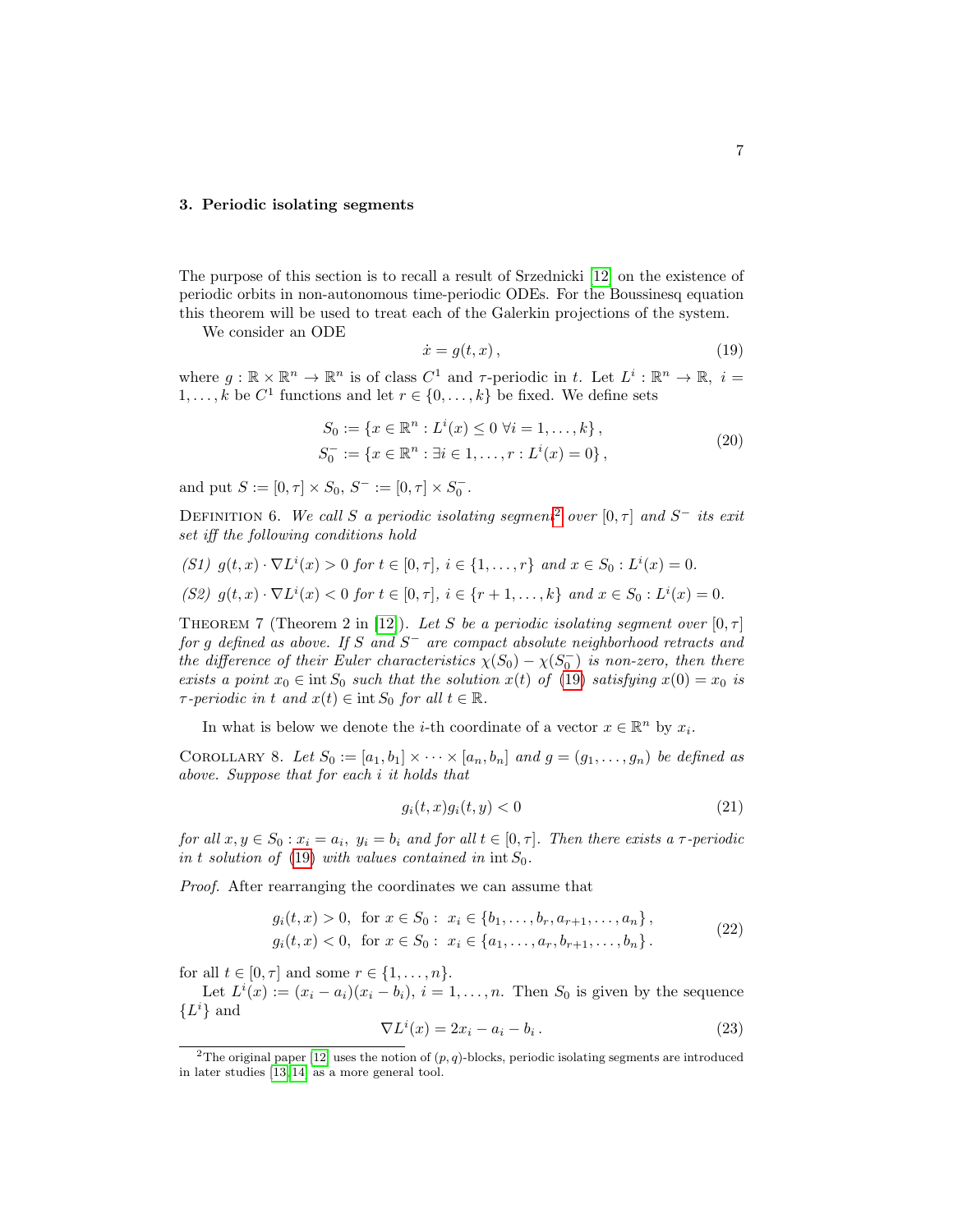### 3. Periodic isolating segments

The purpose of this section is to recall a result of Srzednicki [12] on the existence of periodic orbits in non-autonomous time-periodic ODEs. For the Boussinesq equation this theorem will be used to treat each of the Galerkin projections of the system.

We consider an ODE

$$\dot{x} = g(t, x)\,, \tag{19}$$

where $g : \mathbb{R} \times \mathbb{R}^n \to \mathbb{R}^n$ is of class $C^1$ and $\tau$-periodic in $t$. Let $L^i : \mathbb{R}^n \to \mathbb{R}$, $i = 1, \ldots, k$ be $C^1$ functions and let $r \in \{0, \ldots, k\}$ be fixed. We define sets

$$\begin{aligned} S_0 &:= \{x \in \mathbb{R}^n : L^i(x) \leq 0 \ \forall i = 1, \ldots, k\}\,, \\ S_0^- &:= \{x \in \mathbb{R}^n : \exists i \in 1, \ldots, r : L^i(x) = 0\}\,, \end{aligned} \tag{20}$$

and put $S := [0, \tau] \times S_0$, $S^- := [0, \tau] \times S_0^-$.

Definition 6. *We call $S$ a periodic isolating segment*[2] *over $[0, \tau]$ and $S^-$ its exit set iff the following conditions hold*

*(S1) $g(t, x) \cdot \nabla L^i(x) > 0$ for $t \in [0, \tau]$, $i \in \{1, \ldots, r\}$ and $x \in S_0 : L^i(x) = 0$.*

*(S2) $g(t, x) \cdot \nabla L^i(x) < 0$ for $t \in [0, \tau]$, $i \in \{r + 1, \ldots, k\}$ and $x \in S_0 : L^i(x) = 0$.*

Theorem 7 (Theorem 2 in [12]). *Let $S$ be a periodic isolating segment over $[0, \tau]$ for $g$ defined as above. If $S$ and $S^-$ are compact absolute neighborhood retracts and the difference of their Euler characteristics $\chi(S_0) - \chi(S_0^-)$ is non-zero, then there exists a point $x_0 \in \operatorname{int} S_0$ such that the solution $x(t)$ of (19) satisfying $x(0) = x_0$ is $\tau$-periodic in $t$ and $x(t) \in \operatorname{int} S_0$ for all $t \in \mathbb{R}$.*

In what is below we denote the $i$-th coordinate of a vector $x \in \mathbb{R}^n$ by $x_i$.

Corollary 8. *Let $S_0 := [a_1, b_1] \times \cdots \times [a_n, b_n]$ and $g = (g_1, \ldots, g_n)$ be defined as above. Suppose that for each $i$ it holds that*

$$g_i(t, x) g_i(t, y) < 0 \tag{21}$$

*for all $x, y \in S_0 : x_i = a_i,\ y_i = b_i$ and for all $t \in [0, \tau]$. Then there exists a $\tau$-periodic in $t$ solution of (19) with values contained in $\operatorname{int} S_0$.*

*Proof.* After rearranging the coordinates we can assume that

$$\begin{aligned} g_i(t, x) > 0,\ \text{ for } x \in S_0 :\ x_i \in \{b_1, \ldots, b_r, a_{r+1}, \ldots, a_n\}\,, \\ g_i(t, x) < 0,\ \text{ for } x \in S_0 :\ x_i \in \{a_1, \ldots, a_r, b_{r+1}, \ldots, b_n\}\,. \end{aligned} \tag{22}$$

for all $t \in [0, \tau]$ and some $r \in \{1, \ldots, n\}$.

Let $L^i(x) := (x_i - a_i)(x_i - b_i)$, $i = 1, \ldots, n$. Then $S_0$ is given by the sequence $\{L^i\}$ and

$$\nabla L^i(x) = 2x_i - a_i - b_i\,. \tag{23}$$

[2] The original paper [12] uses the notion of $(p, q)$-blocks, periodic isolating segments are introduced in later studies [13,14] as a more general tool.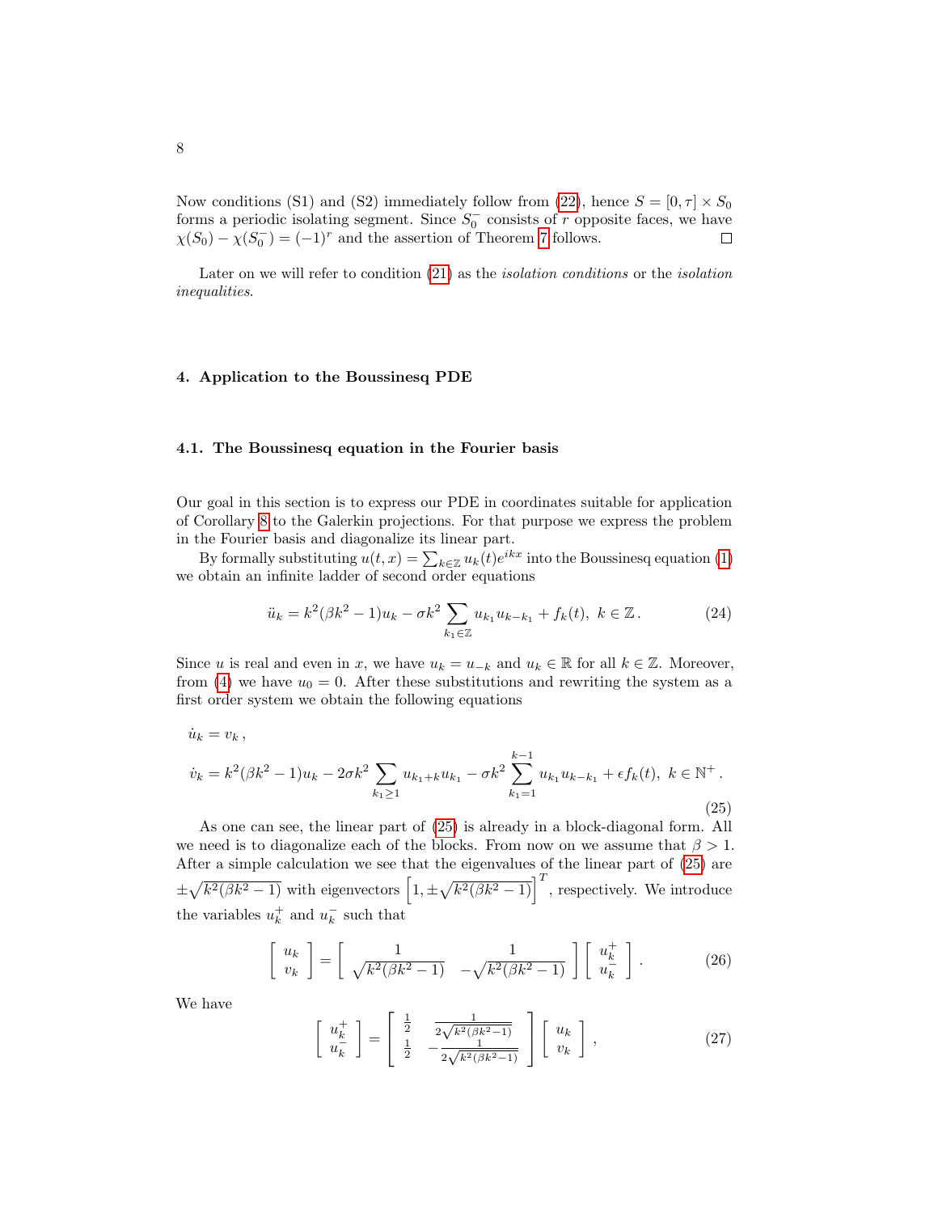Now conditions (S1) and (S2) immediately follow from (22), hence $S = [0, \tau] \times S_0$ forms a periodic isolating segment. Since $S_0^-$ consists of $r$ opposite faces, we have $\chi(S_0) - \chi(S_0^-) = (-1)^r$ and the assertion of Theorem 7 follows. ∎

Later on we will refer to condition (21) as the *isolation conditions* or the *isolation inequalities*.

## 4. Application to the Boussinesq PDE

### 4.1. The Boussinesq equation in the Fourier basis

Our goal in this section is to express our PDE in coordinates suitable for application of Corollary 8 to the Galerkin projections. For that purpose we express the problem in the Fourier basis and diagonalize its linear part.

By formally substituting $u(t,x) = \sum_{k\in\mathbb{Z}} u_k(t)e^{ikx}$ into the Boussinesq equation (1) we obtain an infinite ladder of second order equations

$$\ddot{u}_k = k^2(\beta k^2 - 1)u_k - \sigma k^2 \sum_{k_1\in\mathbb{Z}} u_{k_1}u_{k-k_1} + f_k(t),\ k \in \mathbb{Z}\,. \tag{24}$$

Since $u$ is real and even in $x$, we have $u_k = u_{-k}$ and $u_k \in \mathbb{R}$ for all $k \in \mathbb{Z}$. Moreover, from (4) we have $u_0 = 0$. After these substitutions and rewriting the system as a first order system we obtain the following equations

$$\begin{aligned}
&\dot{u}_k = v_k\,,\\
&\dot{v}_k = k^2(\beta k^2 - 1)u_k - 2\sigma k^2 \sum_{k_1\geq 1} u_{k_1+k}u_{k_1} - \sigma k^2 \sum_{k_1=1}^{k-1} u_{k_1}u_{k-k_1} + \epsilon f_k(t),\ k \in \mathbb{N}^+\,.
\end{aligned} \tag{25}$$

As one can see, the linear part of (25) is already in a block-diagonal form. All we need is to diagonalize each of the blocks. From now on we assume that $\beta > 1$. After a simple calculation we see that the eigenvalues of the linear part of (25) are $\pm\sqrt{k^2(\beta k^2 - 1)}$ with eigenvectors $\left[1, \pm\sqrt{k^2(\beta k^2-1)}\right]^T$, respectively. We introduce the variables $u_k^+$ and $u_k^-$ such that

$$\begin{bmatrix} u_k \\ v_k \end{bmatrix} = \begin{bmatrix} 1 & 1 \\ \sqrt{k^2(\beta k^2 - 1)} & -\sqrt{k^2(\beta k^2-1)} \end{bmatrix} \begin{bmatrix} u_k^+ \\ u_k^- \end{bmatrix}. \tag{26}$$

We have

$$\begin{bmatrix} u_k^+ \\ u_k^- \end{bmatrix} = \begin{bmatrix} \frac{1}{2} & \frac{1}{2\sqrt{k^2(\beta k^2-1)}} \\ \frac{1}{2} & -\frac{1}{2\sqrt{k^2(\beta k^2-1)}} \end{bmatrix} \begin{bmatrix} u_k \\ v_k \end{bmatrix}, \tag{27}$$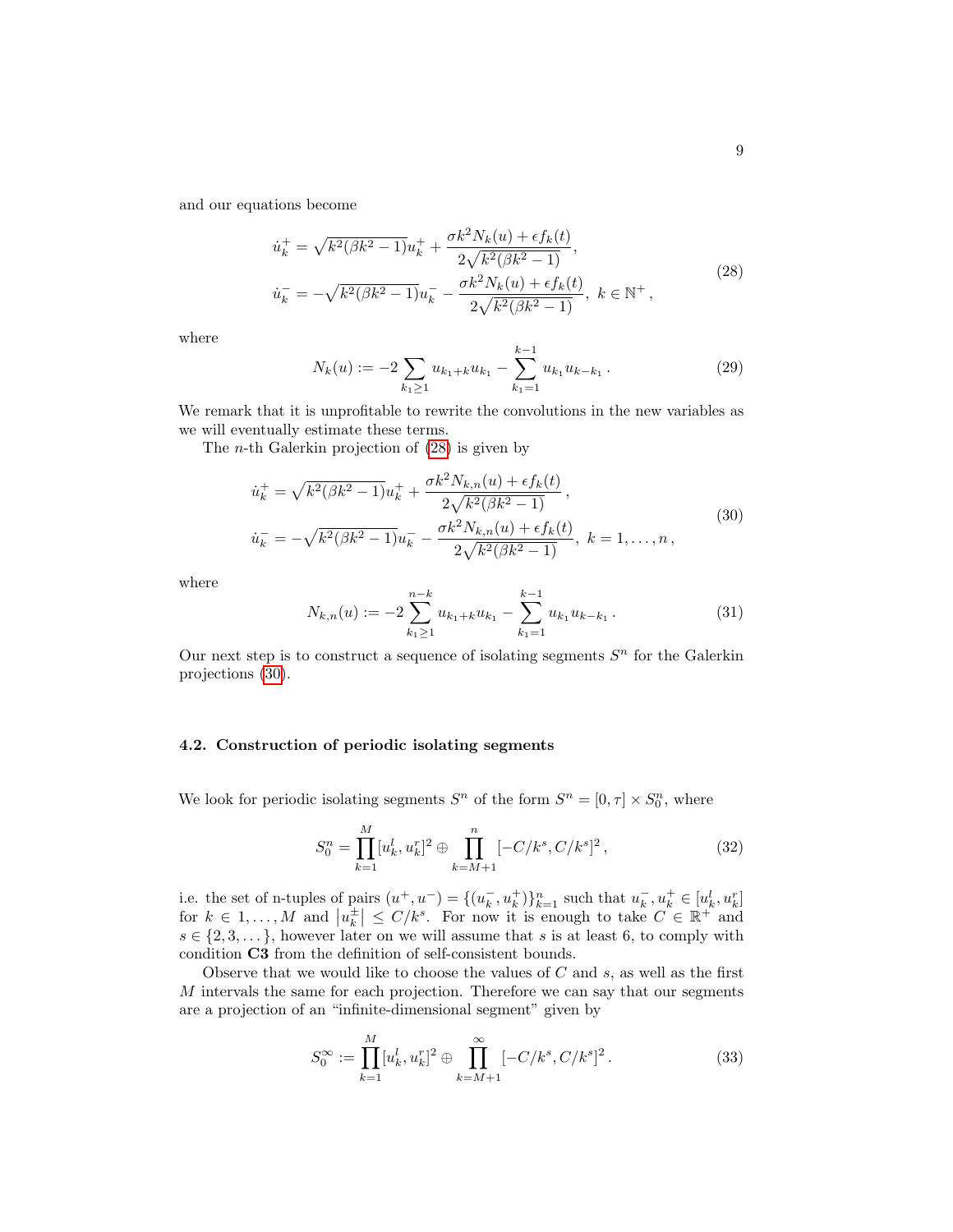and our equations become

$$
\begin{aligned}
\dot{u}_k^+ &= \sqrt{k^2(\beta k^2 - 1)}u_k^+ + \frac{\sigma k^2 N_k(u) + \epsilon f_k(t)}{2\sqrt{k^2(\beta k^2-1)}}, \\
\dot{u}_k^- &= -\sqrt{k^2(\beta k^2 - 1)}u_k^- - \frac{\sigma k^2 N_k(u) + \epsilon f_k(t)}{2\sqrt{k^2(\beta k^2-1)}},\ k \in \mathbb{N}^+ ,
\end{aligned}
\tag{28}
$$

where

$$
N_k(u) := -2\sum_{k_1 \geq 1} u_{k_1+k}u_{k_1} - \sum_{k_1=1}^{k-1} u_{k_1}u_{k-k_1} \,. \tag{29}
$$

We remark that it is unprofitable to rewrite the convolutions in the new variables as we will eventually estimate these terms.

The $n$-th Galerkin projection of (28) is given by

$$
\begin{aligned}
\dot{u}_k^+ &= \sqrt{k^2(\beta k^2 - 1)}u_k^+ + \frac{\sigma k^2 N_{k,n}(u) + \epsilon f_k(t)}{2\sqrt{k^2(\beta k^2-1)}}\,, \\
\dot{u}_k^- &= -\sqrt{k^2(\beta k^2 - 1)}u_k^- - \frac{\sigma k^2 N_{k,n}(u) + \epsilon f_k(t)}{2\sqrt{k^2(\beta k^2-1)}},\ k = 1,\dots,n\,,
\end{aligned}
\tag{30}
$$

where

$$
N_{k,n}(u) := -2\sum_{k_1 \geq 1}^{n-k} u_{k_1+k}u_{k_1} - \sum_{k_1=1}^{k-1} u_{k_1}u_{k-k_1} \,. \tag{31}
$$

Our next step is to construct a sequence of isolating segments $S^n$ for the Galerkin projections (30).

### 4.2. Construction of periodic isolating segments

We look for periodic isolating segments $S^n$ of the form $S^n = [0,\tau] \times S_0^n$, where

$$
S_0^n = \prod_{k=1}^{M} [u_k^l, u_k^r]^2 \oplus \prod_{k=M+1}^{n} [-C/k^s, C/k^s]^2 \,, \tag{32}
$$

i.e. the set of n-tuples of pairs $(u^+, u^-) = \{(u_k^-, u_k^+)\}_{k=1}^n$ such that $u_k^-, u_k^+ \in [u_k^l, u_k^r]$ for $k \in 1,\dots,M$ and $\left|u_k^\pm\right| \leq C/k^s$. For now it is enough to take $C \in \mathbb{R}^+$ and $s \in \{2,3,\dots\}$, however later on we will assume that $s$ is at least 6, to comply with condition **C3** from the definition of self-consistent bounds.

Observe that we would like to choose the values of $C$ and $s$, as well as the first $M$ intervals the same for each projection. Therefore we can say that our segments are a projection of an "infinite-dimensional segment" given by

$$
S_0^\infty := \prod_{k=1}^{M} [u_k^l, u_k^r]^2 \oplus \prod_{k=M+1}^{\infty} [-C/k^s, C/k^s]^2 \,. \tag{33}
$$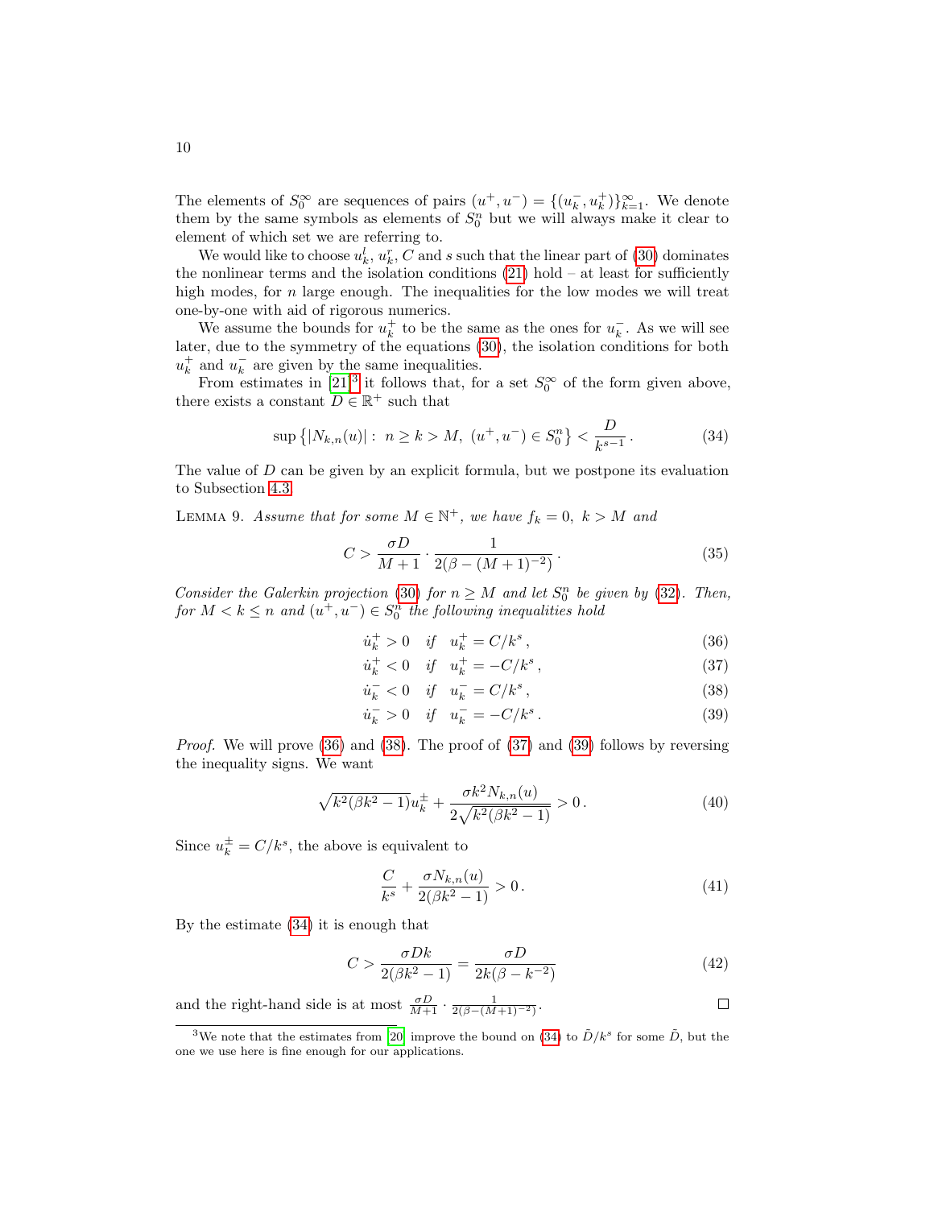The elements of $S_0^\infty$ are sequences of pairs $(u^+, u^-) = \{(u_k^-, u_k^+)\}_{k=1}^\infty$. We denote them by the same symbols as elements of $S_0^n$ but we will always make it clear to element of which set we are referring to.

We would like to choose $u_k^l$, $u_k^r$, $C$ and $s$ such that the linear part of (30) dominates the nonlinear terms and the isolation conditions (21) hold – at least for sufficiently high modes, for $n$ large enough. The inequalities for the low modes we will treat one-by-one with aid of rigorous numerics.

We assume the bounds for $u_k^+$ to be the same as the ones for $u_k^-$. As we will see later, due to the symmetry of the equations (30), the isolation conditions for both $u_k^+$ and $u_k^-$ are given by the same inequalities.

From estimates in [21][3] it follows that, for a set $S_0^\infty$ of the form given above, there exists a constant $D \in \mathbb{R}^+$ such that

$$\sup\left\{|N_{k,n}(u)| : \; n \geq k > M, \; (u^+, u^-) \in S_0^n\right\} < \frac{D}{k^{s-1}}\,. \tag{34}$$

The value of $D$ can be given by an explicit formula, but we postpone its evaluation to Subsection 4.3.

Lemma 9. *Assume that for some $M \in \mathbb{N}^+$, we have $f_k = 0, \; k > M$ and*

$$C > \frac{\sigma D}{M+1} \cdot \frac{1}{2(\beta - (M+1)^{-2})}\,. \tag{35}$$

*Consider the Galerkin projection (30) for $n \geq M$ and let $S_0^n$ be given by (32). Then, for $M < k \leq n$ and $(u^+, u^-) \in S_0^n$ the following inequalities hold*

$$\dot{u}_k^+ > 0 \quad \text{if} \quad u_k^+ = C/k^s\,, \tag{36}$$

$$\dot{u}_k^+ < 0 \quad \text{if} \quad u_k^+ = -C/k^s\,, \tag{37}$$

$$\dot{u}_k^- < 0 \quad \text{if} \quad u_k^- = C/k^s\,, \tag{38}$$

$$\dot{u}_k^- > 0 \quad \text{if} \quad u_k^- = -C/k^s\,. \tag{39}$$

*Proof.* We will prove (36) and (38). The proof of (37) and (39) follows by reversing the inequality signs. We want

$$\sqrt{k^2(\beta k^2 - 1)}u_k^\pm + \frac{\sigma k^2 N_{k,n}(u)}{2\sqrt{k^2(\beta k^2 - 1)}} > 0\,. \tag{40}$$

Since $u_k^\pm = C/k^s$, the above is equivalent to

$$\frac{C}{k^s} + \frac{\sigma N_{k,n}(u)}{2(\beta k^2 - 1)} > 0\,. \tag{41}$$

By the estimate (34) it is enough that

$$C > \frac{\sigma D k}{2(\beta k^2 - 1)} = \frac{\sigma D}{2k(\beta - k^{-2})} \tag{42}$$

and the right-hand side is at most $\frac{\sigma D}{M+1} \cdot \frac{1}{2(\beta - (M+1)^{-2})}$. □

[3] We note that the estimates from [20] improve the bound on (34) to $\tilde{D}/k^s$ for some $\tilde{D}$, but the one we use here is fine enough for our applications.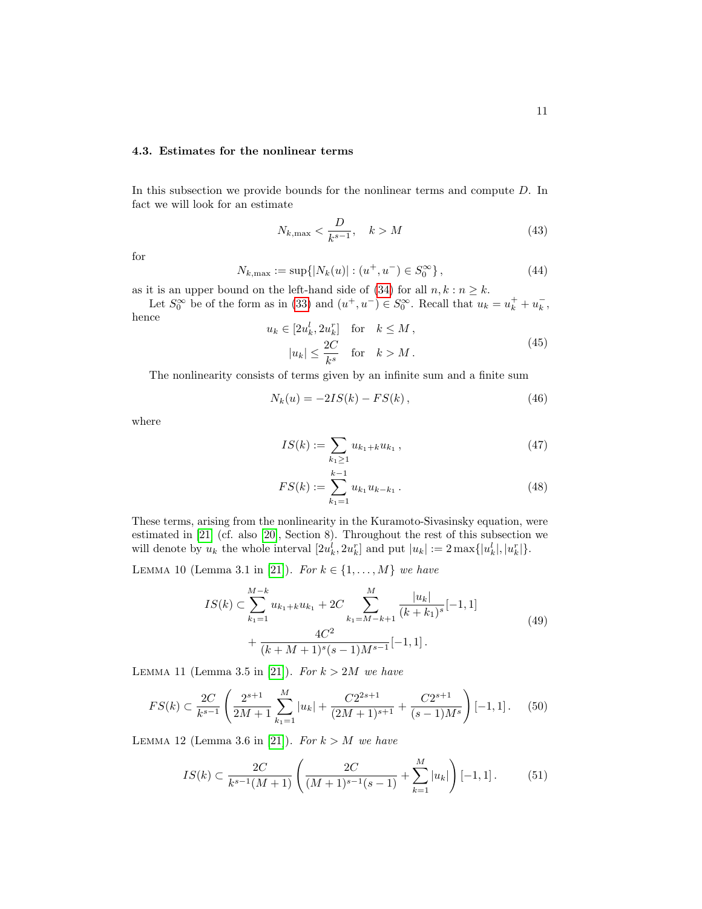### 4.3. Estimates for the nonlinear terms

In this subsection we provide bounds for the nonlinear terms and compute $D$. In fact we will look for an estimate

$$N_{k,\max} < \frac{D}{k^{s-1}}, \quad k > M \tag{43}$$

for

$$N_{k,\max} := \sup\{|N_k(u)| : (u^+, u^-) \in S_0^\infty\}, \tag{44}$$

as it is an upper bound on the left-hand side of (34) for all $n, k : n \geq k$.

Let $S_0^\infty$ be of the form as in (33) and $(u^+, u^-) \in S_0^\infty$. Recall that $u_k = u_k^+ + u_k^-$, hence

$$\begin{aligned} u_k \in [2u_k^l, 2u_k^r] \quad &\text{for} \quad k \leq M, \\ |u_k| \leq \frac{2C}{k^s} \quad &\text{for} \quad k > M. \end{aligned} \tag{45}$$

The nonlinearity consists of terms given by an infinite sum and a finite sum

$$N_k(u) = -2IS(k) - FS(k), \tag{46}$$

where

$$IS(k) := \sum_{k_1 \geq 1} u_{k_1+k} u_{k_1}, \tag{47}$$

$$FS(k) := \sum_{k_1=1}^{k-1} u_{k_1} u_{k-k_1}. \tag{48}$$

These terms, arising from the nonlinearity in the Kuramoto-Sivasinsky equation, were estimated in [21] (cf. also [20], Section 8). Throughout the rest of this subsection we will denote by $u_k$ the whole interval $[2u_k^l, 2u_k^r]$ and put $|u_k| := 2\max\{|u_k^l|, |u_k^r|\}$.

Lemma 10 (Lemma 3.1 in [21]). *For $k \in \{1, \dots, M\}$ we have*

$$\begin{aligned} IS(k) \subset \sum_{k_1=1}^{M-k} u_{k_1+k} u_{k_1} + 2C \sum_{k_1=M-k+1}^{M} \frac{|u_k|}{(k+k_1)^s}[-1, 1] \\ + \frac{4C^2}{(k+M+1)^s (s-1) M^{s-1}}[-1, 1]. \end{aligned} \tag{49}$$

Lemma 11 (Lemma 3.5 in [21]). *For $k > 2M$ we have*

$$FS(k) \subset \frac{2C}{k^{s-1}} \left( \frac{2^{s+1}}{2M+1} \sum_{k_1=1}^{M} |u_k| + \frac{C 2^{2s+1}}{(2M+1)^{s+1}} + \frac{C 2^{s+1}}{(s-1) M^s} \right) [-1, 1]. \tag{50}$$

Lemma 12 (Lemma 3.6 in [21]). *For $k > M$ we have*

$$IS(k) \subset \frac{2C}{k^{s-1}(M+1)} \left( \frac{2C}{(M+1)^{s-1}(s-1)} + \sum_{k=1}^{M} |u_k| \right) [-1, 1]. \tag{51}$$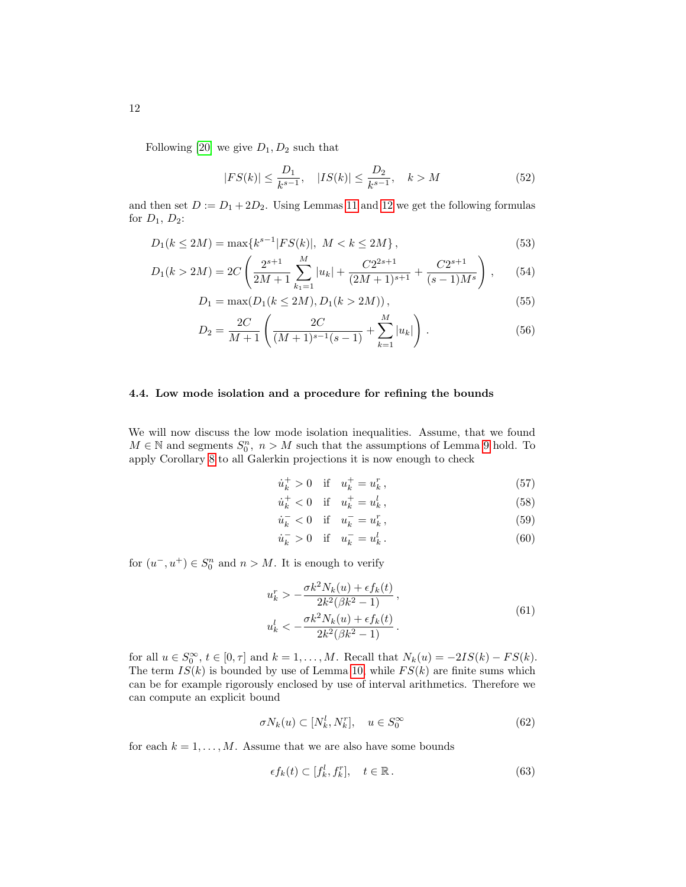Following [20] we give $D_1, D_2$ such that

$$|FS(k)| \le \frac{D_1}{k^{s-1}}, \quad |IS(k)| \le \frac{D_2}{k^{s-1}}, \quad k > M \tag{52}$$

and then set $D := D_1 + 2D_2$. Using Lemmas 11 and 12 we get the following formulas for $D_1$, $D_2$:

$$D_1(k \le 2M) = \max\{k^{s-1}|FS(k)|,\ M < k \le 2M\}\,, \tag{53}$$

$$D_1(k > 2M) = 2C\left(\frac{2^{s+1}}{2M+1}\sum_{k_1=1}^{M}|u_k| + \frac{C2^{2s+1}}{(2M+1)^{s+1}} + \frac{C2^{s+1}}{(s-1)M^s}\right)\,, \tag{54}$$

$$D_1 = \max(D_1(k \le 2M), D_1(k > 2M))\,, \tag{55}$$

$$D_2 = \frac{2C}{M+1}\left(\frac{2C}{(M+1)^{s-1}(s-1)} + \sum_{k=1}^{M}|u_k|\right)\,. \tag{56}$$

### 4.4. Low mode isolation and a procedure for refining the bounds

We will now discuss the low mode isolation inequalities. Assume, that we found $M \in \mathbb{N}$ and segments $S_0^n$, $n > M$ such that the assumptions of Lemma 9 hold. To apply Corollary 8 to all Galerkin projections it is now enough to check

$$\dot{u}_k^+ > 0 \quad \text{if} \quad u_k^+ = u_k^r\,, \tag{57}$$

$$\dot{u}_k^+ < 0 \quad \text{if} \quad u_k^+ = u_k^l\,, \tag{58}$$

$$\dot{u}_k^- < 0 \quad \text{if} \quad u_k^- = u_k^r\,, \tag{59}$$

$$\dot{u}_k^- > 0 \quad \text{if} \quad u_k^- = u_k^l\,. \tag{60}$$

for $(u^-, u^+) \in S_0^n$ and $n > M$. It is enough to verify

$$\begin{aligned} u_k^r &> -\frac{\sigma k^2 N_k(u) + \epsilon f_k(t)}{2k^2(\beta k^2 - 1)}\,, \\ u_k^l &< -\frac{\sigma k^2 N_k(u) + \epsilon f_k(t)}{2k^2(\beta k^2 - 1)}\,. \end{aligned} \tag{61}$$

for all $u \in S_0^\infty$, $t \in [0, \tau]$ and $k = 1, \ldots, M$. Recall that $N_k(u) = -2IS(k) - FS(k)$. The term $IS(k)$ is bounded by use of Lemma 10, while $FS(k)$ are finite sums which can be for example rigorously enclosed by use of interval arithmetics. Therefore we can compute an explicit bound

$$\sigma N_k(u) \subset [N_k^l, N_k^r], \quad u \in S_0^\infty \tag{62}$$

for each $k = 1, \ldots, M$. Assume that we are also have some bounds

$$\epsilon f_k(t) \subset [f_k^l, f_k^r], \quad t \in \mathbb{R}\,. \tag{63}$$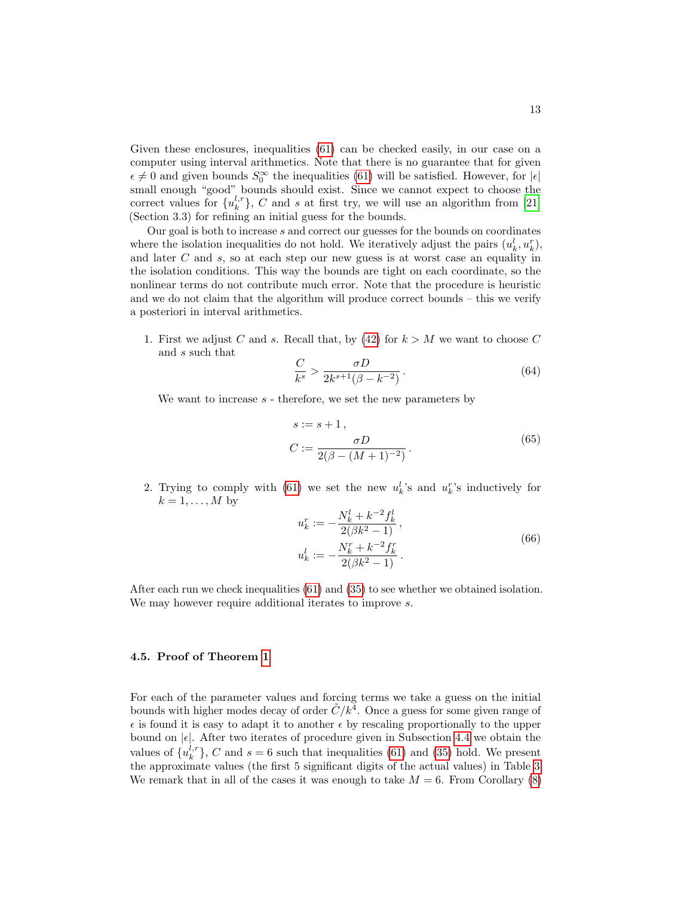Given these enclosures, inequalities (61) can be checked easily, in our case on a computer using interval arithmetics. Note that there is no guarantee that for given $\epsilon \neq 0$ and given bounds $S_0^\infty$ the inequalities (61) will be satisfied. However, for $|\epsilon|$ small enough "good" bounds should exist. Since we cannot expect to choose the correct values for $\{u_k^{l,r}\}$, $C$ and $s$ at first try, we will use an algorithm from [21] (Section 3.3) for refining an initial guess for the bounds.

Our goal is both to increase $s$ and correct our guesses for the bounds on coordinates where the isolation inequalities do not hold. We iteratively adjust the pairs $(u_k^l, u_k^r)$, and later $C$ and $s$, so at each step our new guess is at worst case an equality in the isolation conditions. This way the bounds are tight on each coordinate, so the nonlinear terms do not contribute much error. Note that the procedure is heuristic and we do not claim that the algorithm will produce correct bounds – this we verify a posteriori in interval arithmetics.

1. First we adjust $C$ and $s$. Recall that, by (42) for $k > M$ we want to choose $C$ and $s$ such that
$$\frac{C}{k^s} > \frac{\sigma D}{2k^{s+1}(\beta - k^{-2})}\,. \tag{64}$$
We want to increase $s$ - therefore, we set the new parameters by
$$\begin{aligned} s &:= s+1\,,\\ C &:= \frac{\sigma D}{2(\beta-(M+1)^{-2})}\,. \end{aligned} \tag{65}$$

2. Trying to comply with (61) we set the new $u_k^l$'s and $u_k^r$'s inductively for $k = 1, \ldots, M$ by
$$\begin{aligned} u_k^r &:= -\frac{N_k^l + k^{-2} f_k^l}{2(\beta k^2 - 1)}\,,\\ u_k^l &:= -\frac{N_k^r + k^{-2} f_k^r}{2(\beta k^2 - 1)}\,. \end{aligned} \tag{66}$$

After each run we check inequalities (61) and (35) to see whether we obtained isolation. We may however require additional iterates to improve $s$.

### 4.5. Proof of Theorem 1

For each of the parameter values and forcing terms we take a guess on the initial bounds with higher modes decay of order $\tilde{C}/k^4$. Once a guess for some given range of $\epsilon$ is found it is easy to adapt it to another $\epsilon$ by rescaling proportionally to the upper bound on $|\epsilon|$. After two iterates of procedure given in Subsection 4.4 we obtain the values of $\{u_k^{l,r}\}$, $C$ and $s = 6$ such that inequalities (61) and (35) hold. We present the approximate values (the first 5 significant digits of the actual values) in Table 3. We remark that in all of the cases it was enough to take $M = 6$. From Corollary (8)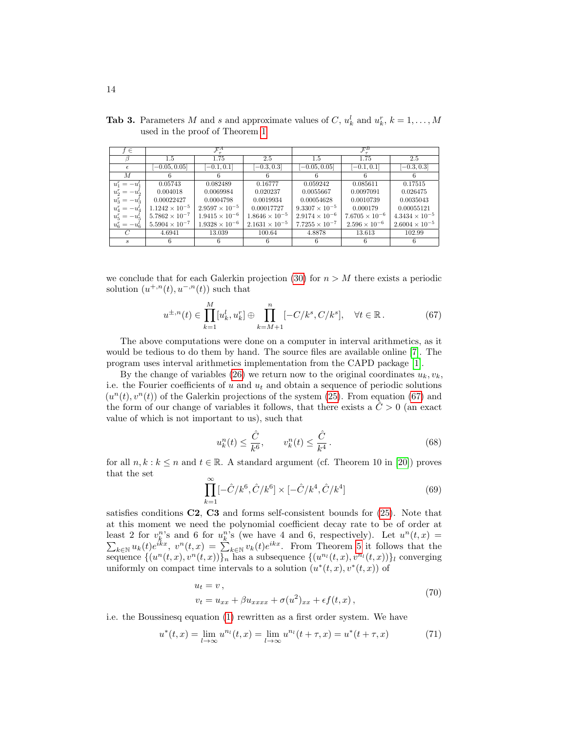**Tab 3.** Parameters $M$ and $s$ and approximate values of $C$, $u_k^l$ and $u_k^r$, $k = 1, \ldots, M$ used in the proof of Theorem 1

| $f \in$ | $\mathcal{F}_\tau^A$ | | | $\mathcal{F}_\tau^B$ | | |
|---|---|---|---|---|---|---|
| $\beta$ | 1.5 | 1.75 | 2.5 | 1.5 | 1.75 | 2.5 |
| $\epsilon$ | $[-0.05, 0.05]$ | $[-0.1, 0.1]$ | $[-0.3, 0.3]$ | $[-0.05, 0.05]$ | $[-0.1, 0.1]$ | $[-0.3, 0.3]$ |
| $M$ | 6 | 6 | 6 | 6 | 6 | 6 |
| $u_1^r = -u_1^l$ | 0.05743 | 0.082489 | 0.16777 | 0.059242 | 0.085611 | 0.17515 |
| $u_2^r = -u_2^l$ | 0.004018 | 0.0069984 | 0.020237 | 0.0055667 | 0.0097091 | 0.026475 |
| $u_3^r = -u_3^l$ | 0.00022427 | 0.0004798 | 0.0019934 | 0.00054628 | 0.0010739 | 0.0035043 |
| $u_4^r = -u_4^l$ | $1.1242 \times 10^{-5}$ | $2.9597 \times 10^{-5}$ | 0.00017727 | $9.3307 \times 10^{-5}$ | 0.000179 | 0.00055121 |
| $u_5^r = -u_5^l$ | $5.7862 \times 10^{-7}$ | $1.9415 \times 10^{-6}$ | $1.8646 \times 10^{-5}$ | $2.9174 \times 10^{-6}$ | $7.6705 \times 10^{-6}$ | $4.3434 \times 10^{-5}$ |
| $u_6^r = -u_6^l$ | $5.5904 \times 10^{-7}$ | $1.9328 \times 10^{-6}$ | $2.1631 \times 10^{-5}$ | $7.7255 \times 10^{-7}$ | $2.596 \times 10^{-6}$ | $2.6004 \times 10^{-5}$ |
| $C$ | 4.6941 | 13.039 | 100.64 | 4.8878 | 13.613 | 102.99 |
| $s$ | 6 | 6 | 6 | 6 | 6 | 6 |

we conclude that for each Galerkin projection (30) for $n > M$ there exists a periodic solution $(u^{+,n}(t), u^{-,n}(t))$ such that

$$u^{\pm,n}(t) \in \prod_{k=1}^{M} [u_k^l, u_k^r] \oplus \prod_{k=M+1}^{n} [-C/k^s, C/k^s], \quad \forall t \in \mathbb{R}. \tag{67}$$

The above computations were done on a computer in interval arithmetics, as it would be tedious to do them by hand. The source files are available online [7]. The program uses interval arithmetics implementation from the CAPD package [1].

By the change of variables (26) we return now to the original coordinates $u_k, v_k$, i.e. the Fourier coefficients of $u$ and $u_t$ and obtain a sequence of periodic solutions $(u^n(t), v^n(t))$ of the Galerkin projections of the system (25). From equation (67) and the form of our change of variables it follows, that there exists a $\hat{C} > 0$ (an exact value of which is not important to us), such that

$$u_k^n(t) \leq \frac{\hat{C}}{k^6}, \qquad v_k^n(t) \leq \frac{\hat{C}}{k^4}. \tag{68}$$

for all $n, k : k \leq n$ and $t \in \mathbb{R}$. A standard argument (cf. Theorem 10 in [20]) proves that the set

$$\prod_{k=1}^{\infty} [-\hat{C}/k^6, \hat{C}/k^6] \times [-\hat{C}/k^4, \hat{C}/k^4] \tag{69}$$

satisfies conditions **C2**, **C3** and forms self-consistent bounds for (25). Note that at this moment we need the polynomial coefficient decay rate to be of order at least 2 for $v_k^n$'s and 6 for $u_k^n$'s (we have 4 and 6, respectively). Let $u^n(t,x) = \sum_{k \in \mathbb{N}} u_k(t) e^{ikx}$, $v^n(t,x) = \sum_{k \in \mathbb{N}} v_k(t) e^{ikx}$. From Theorem 5 it follows that the sequence $\{(u^n(t,x), v^n(t,x))\}_n$ has a subsequence $\{(u^{n_l}(t,x), v^{n_l}(t,x))\}_l$ converging uniformly on compact time intervals to a solution $(u^*(t,x), v^*(t,x))$ of

$$\begin{aligned} u_t &= v\,, \\ v_t &= u_{xx} + \beta u_{xxxx} + \sigma(u^2)_{xx} + \epsilon f(t,x)\,, \end{aligned} \tag{70}$$

i.e. the Boussinesq equation (1) rewritten as a first order system. We have

$$u^*(t,x) = \lim_{l \to \infty} u^{n_l}(t,x) = \lim_{l \to \infty} u^{n_l}(t+\tau, x) = u^*(t+\tau, x) \tag{71}$$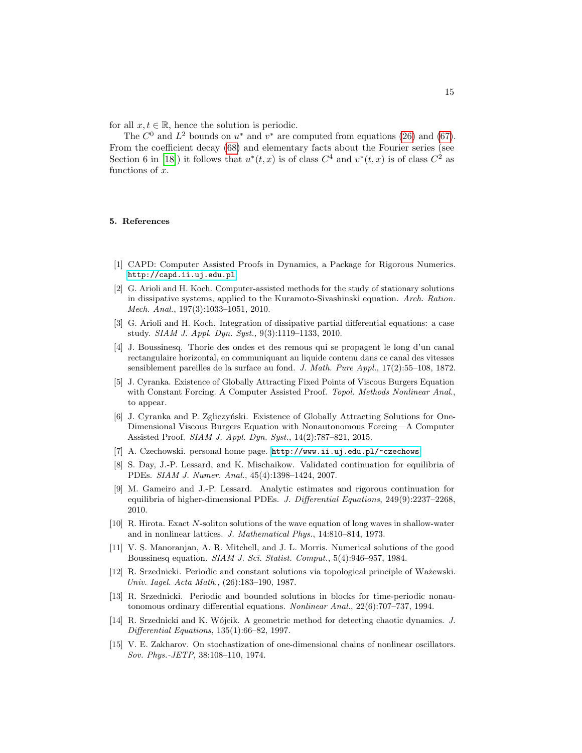for all $x, t \in \mathbb{R}$, hence the solution is periodic.

The $C^0$ and $L^2$ bounds on $u^*$ and $v^*$ are computed from equations (26) and (67). From the coefficient decay (68) and elementary facts about the Fourier series (see Section 6 in [18]) it follows that $u^*(t, x)$ is of class $C^4$ and $v^*(t, x)$ is of class $C^2$ as functions of $x$.

## 5. References

[1] CAPD: Computer Assisted Proofs in Dynamics, a Package for Rigorous Numerics. http://capd.ii.uj.edu.pl

[2] G. Arioli and H. Koch. Computer-assisted methods for the study of stationary solutions in dissipative systems, applied to the Kuramoto-Sivashinski equation. *Arch. Ration. Mech. Anal.*, 197(3):1033–1051, 2010.

[3] G. Arioli and H. Koch. Integration of dissipative partial differential equations: a case study. *SIAM J. Appl. Dyn. Syst.*, 9(3):1119–1133, 2010.

[4] J. Boussinesq. Thorie des ondes et des remous qui se propagent le long d'un canal rectangulaire horizontal, en communiquant au liquide contenu dans ce canal des vitesses sensiblement pareilles de la surface au fond. *J. Math. Pure Appl.*, 17(2):55–108, 1872.

[5] J. Cyranka. Existence of Globally Attracting Fixed Points of Viscous Burgers Equation with Constant Forcing. A Computer Assisted Proof. *Topol. Methods Nonlinear Anal.*, to appear.

[6] J. Cyranka and P. Zgliczyński. Existence of Globally Attracting Solutions for One-Dimensional Viscous Burgers Equation with Nonautonomous Forcing—A Computer Assisted Proof. *SIAM J. Appl. Dyn. Syst.*, 14(2):787–821, 2015.

[7] A. Czechowski. personal home page. http://www.ii.uj.edu.pl/~czechows

[8] S. Day, J.-P. Lessard, and K. Mischaikow. Validated continuation for equilibria of PDEs. *SIAM J. Numer. Anal.*, 45(4):1398–1424, 2007.

[9] M. Gameiro and J.-P. Lessard. Analytic estimates and rigorous continuation for equilibria of higher-dimensional PDEs. *J. Differential Equations*, 249(9):2237–2268, 2010.

[10] R. Hirota. Exact $N$-soliton solutions of the wave equation of long waves in shallow-water and in nonlinear lattices. *J. Mathematical Phys.*, 14:810–814, 1973.

[11] V. S. Manoranjan, A. R. Mitchell, and J. L. Morris. Numerical solutions of the good Boussinesq equation. *SIAM J. Sci. Statist. Comput.*, 5(4):946–957, 1984.

[12] R. Srzednicki. Periodic and constant solutions via topological principle of Ważewski. *Univ. Iagel. Acta Math.*, (26):183–190, 1987.

[13] R. Srzednicki. Periodic and bounded solutions in blocks for time-periodic nonautonomous ordinary differential equations. *Nonlinear Anal.*, 22(6):707–737, 1994.

[14] R. Srzednicki and K. Wójcik. A geometric method for detecting chaotic dynamics. *J. Differential Equations*, 135(1):66–82, 1997.

[15] V. E. Zakharov. On stochastization of one-dimensional chains of nonlinear oscillators. *Sov. Phys.-JETP*, 38:108–110, 1974.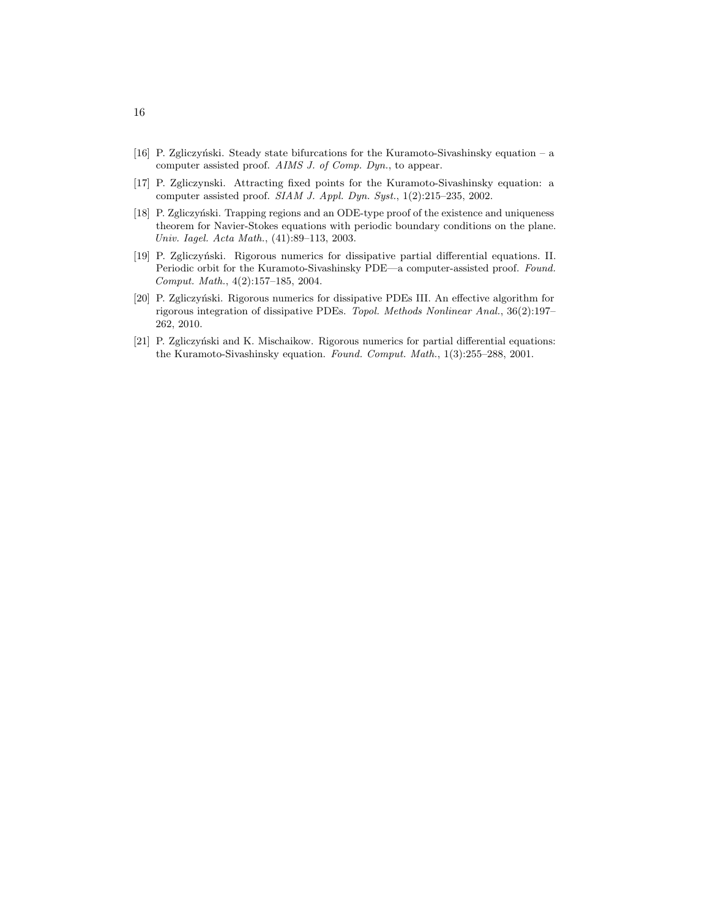[16] P. Zgliczyński. Steady state bifurcations for the Kuramoto-Sivashinsky equation – a computer assisted proof. *AIMS J. of Comp. Dyn.*, to appear.

[17] P. Zgliczynski. Attracting fixed points for the Kuramoto-Sivashinsky equation: a computer assisted proof. *SIAM J. Appl. Dyn. Syst.*, 1(2):215–235, 2002.

[18] P. Zgliczyński. Trapping regions and an ODE-type proof of the existence and uniqueness theorem for Navier-Stokes equations with periodic boundary conditions on the plane. *Univ. Iagel. Acta Math.*, (41):89–113, 2003.

[19] P. Zgliczyński. Rigorous numerics for dissipative partial differential equations. II. Periodic orbit for the Kuramoto-Sivashinsky PDE—a computer-assisted proof. *Found. Comput. Math.*, 4(2):157–185, 2004.

[20] P. Zgliczyński. Rigorous numerics for dissipative PDEs III. An effective algorithm for rigorous integration of dissipative PDEs. *Topol. Methods Nonlinear Anal.*, 36(2):197–262, 2010.

[21] P. Zgliczyński and K. Mischaikow. Rigorous numerics for partial differential equations: the Kuramoto-Sivashinsky equation. *Found. Comput. Math.*, 1(3):255–288, 2001.